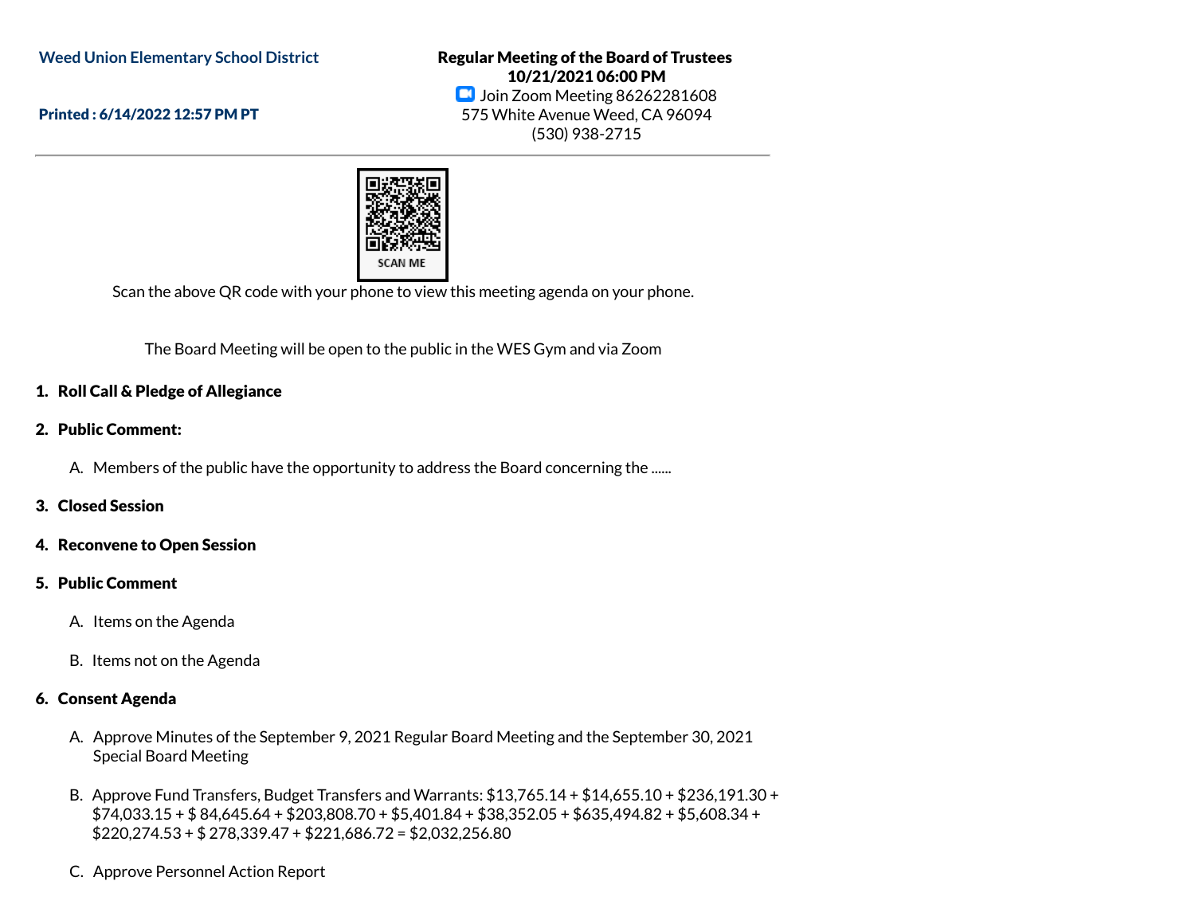**Weed Union Elementary School District**

**Printed : 6/14/2022 12:57 PM PT**

**Regular Meeting of the Board of Trustees**
**10/21/2021 06:00 PM**
Join Zoom Meeting 86262281608
575 White Avenue Weed, CA 96094
(530) 938-2715

SCAN ME

Scan the above QR code with your phone to view this meeting agenda on your phone.

The Board Meeting will be open to the public in the WES Gym and via Zoom

**1. Roll Call & Pledge of Allegiance**

**2. Public Comment:**

A. Members of the public have the opportunity to address the Board concerning the ......

**3. Closed Session**

**4. Reconvene to Open Session**

**5. Public Comment**

A. Items on the Agenda

B. Items not on the Agenda

**6. Consent Agenda**

A. Approve Minutes of the September 9, 2021 Regular Board Meeting and the September 30, 2021 Special Board Meeting

B. Approve Fund Transfers, Budget Transfers and Warrants: $13,765.14 + $14,655.10 + $236,191.30 + $74,033.15 + $ 84,645.64 + $203,808.70 + $5,401.84 + $38,352.05 + $635,494.82 + $5,608.34 + $220,274.53 + $ 278,339.47 + $221,686.72 = $2,032,256.80

C. Approve Personnel Action Report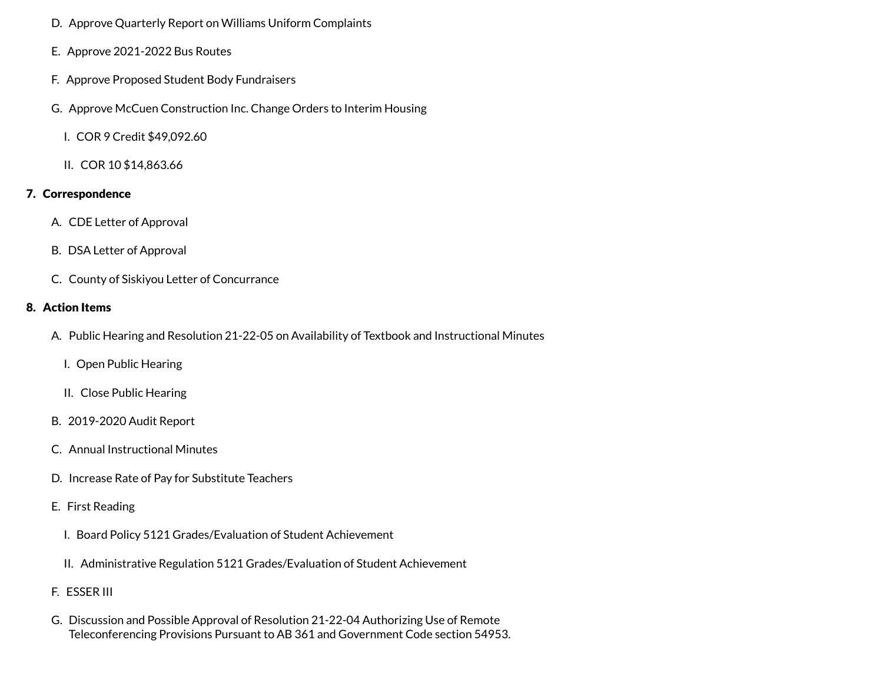D. Approve Quarterly Report on Williams Uniform Complaints

E. Approve 2021-2022 Bus Routes

F. Approve Proposed Student Body Fundraisers

G. Approve McCuen Construction Inc. Change Orders to Interim Housing

  I. COR 9 Credit $49,092.60

  II. COR 10 $14,863.66

**7. Correspondence**

A. CDE Letter of Approval

B. DSA Letter of Approval

C. County of Siskiyou Letter of Concurrance

**8. Action Items**

A. Public Hearing and Resolution 21-22-05 on Availability of Textbook and Instructional Minutes

  I. Open Public Hearing

  II. Close Public Hearing

B. 2019-2020 Audit Report

C. Annual Instructional Minutes

D. Increase Rate of Pay for Substitute Teachers

E. First Reading

  I. Board Policy 5121 Grades/Evaluation of Student Achievement

  II. Administrative Regulation 5121 Grades/Evaluation of Student Achievement

F. ESSER III

G. Discussion and Possible Approval of Resolution 21-22-04 Authorizing Use of Remote Teleconferencing Provisions Pursuant to AB 361 and Government Code section 54953.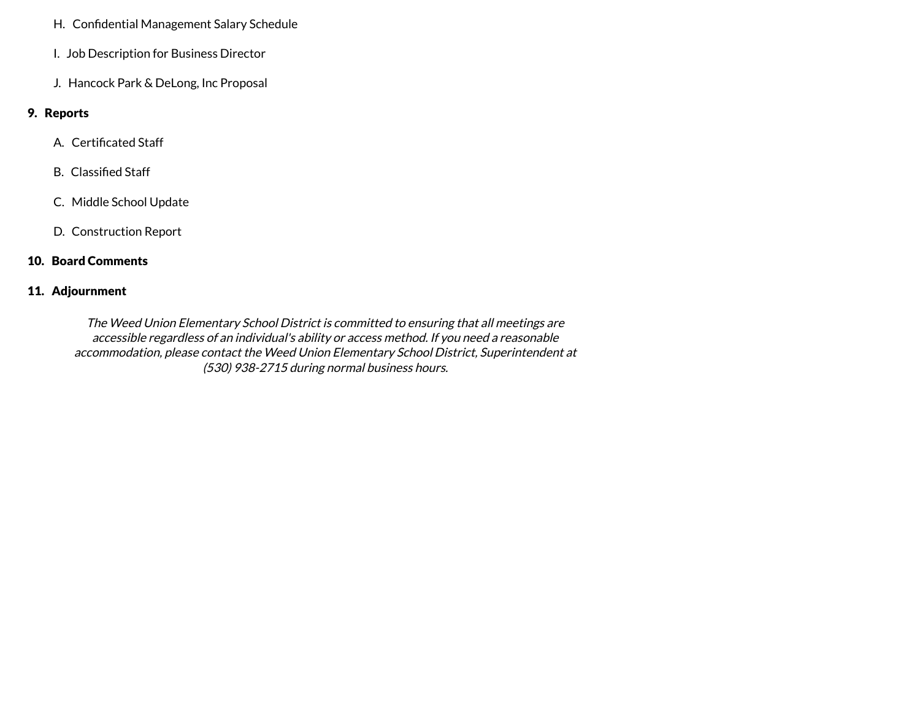H. Confidential Management Salary Schedule

I. Job Description for Business Director

J. Hancock Park & DeLong, Inc Proposal

**9. Reports**

A. Certificated Staff

B. Classified Staff

C. Middle School Update

D. Construction Report

**10. Board Comments**

**11. Adjournment**

*The Weed Union Elementary School District is committed to ensuring that all meetings are accessible regardless of an individual's ability or access method. If you need a reasonable accommodation, please contact the Weed Union Elementary School District, Superintendent at (530) 938-2715 during normal business hours.*